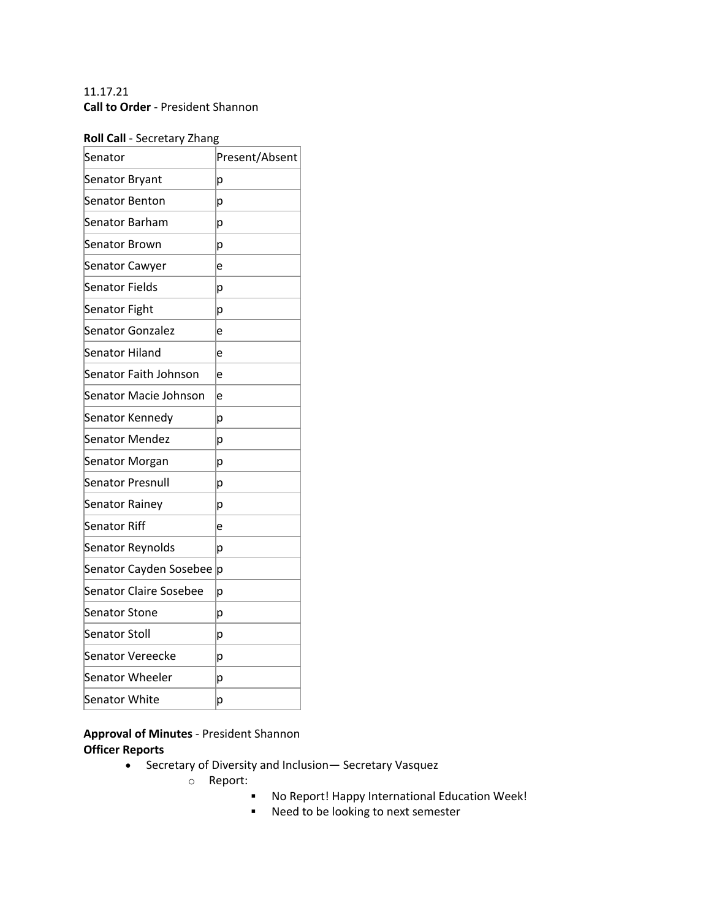11.17.21

**Call to Order** - President Shannon

**Roll Call** - Secretary Zhang

| Senator | Present/Absent |
|---|---|
| Senator Bryant | p |
| Senator Benton | p |
| Senator Barham | p |
| Senator Brown | p |
| Senator Cawyer | e |
| Senator Fields | p |
| Senator Fight | p |
| Senator Gonzalez | e |
| Senator Hiland | e |
| Senator Faith Johnson | e |
| Senator Macie Johnson | e |
| Senator Kennedy | p |
| Senator Mendez | p |
| Senator Morgan | p |
| Senator Presnull | p |
| Senator Rainey | p |
| Senator Riff | e |
| Senator Reynolds | p |
| Senator Cayden Sosebee | p |
| Senator Claire Sosebee | p |
| Senator Stone | p |
| Senator Stoll | p |
| Senator Vereecke | p |
| Senator Wheeler | p |
| Senator White | p |

**Approval of Minutes** - President Shannon

**Officer Reports**

- Secretary of Diversity and Inclusion— Secretary Vasquez
  - Report:
    - No Report! Happy International Education Week!
    - Need to be looking to next semester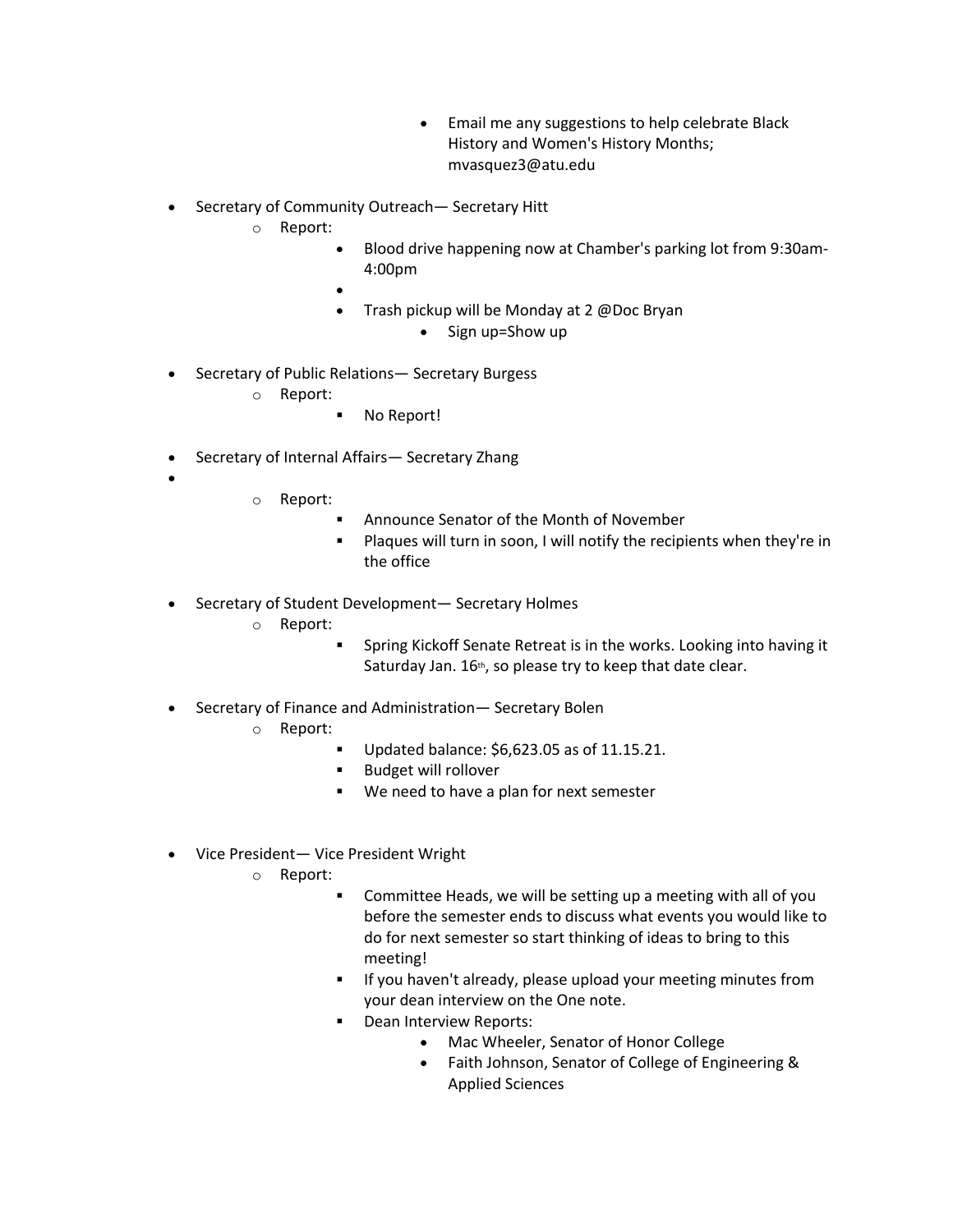- Email me any suggestions to help celebrate Black History and Women's History Months; mvasquez3@atu.edu

- Secretary of Community Outreach— Secretary Hitt
  - Report:
    - Blood drive happening now at Chamber's parking lot from 9:30am-4:00pm
    - Trash pickup will be Monday at 2 @Doc Bryan
      - Sign up=Show up

- Secretary of Public Relations— Secretary Burgess
  - Report:
    - No Report!

- Secretary of Internal Affairs— Secretary Zhang
  - Report:
    - Announce Senator of the Month of November
    - Plaques will turn in soon, I will notify the recipients when they're in the office

- Secretary of Student Development— Secretary Holmes
  - Report:
    - Spring Kickoff Senate Retreat is in the works. Looking into having it Saturday Jan. 16th, so please try to keep that date clear.

- Secretary of Finance and Administration— Secretary Bolen
  - Report:
    - Updated balance: $6,623.05 as of 11.15.21.
    - Budget will rollover
    - We need to have a plan for next semester

- Vice President— Vice President Wright
  - Report:
    - Committee Heads, we will be setting up a meeting with all of you before the semester ends to discuss what events you would like to do for next semester so start thinking of ideas to bring to this meeting!
    - If you haven't already, please upload your meeting minutes from your dean interview on the One note.
    - Dean Interview Reports:
      - Mac Wheeler, Senator of Honor College
      - Faith Johnson, Senator of College of Engineering & Applied Sciences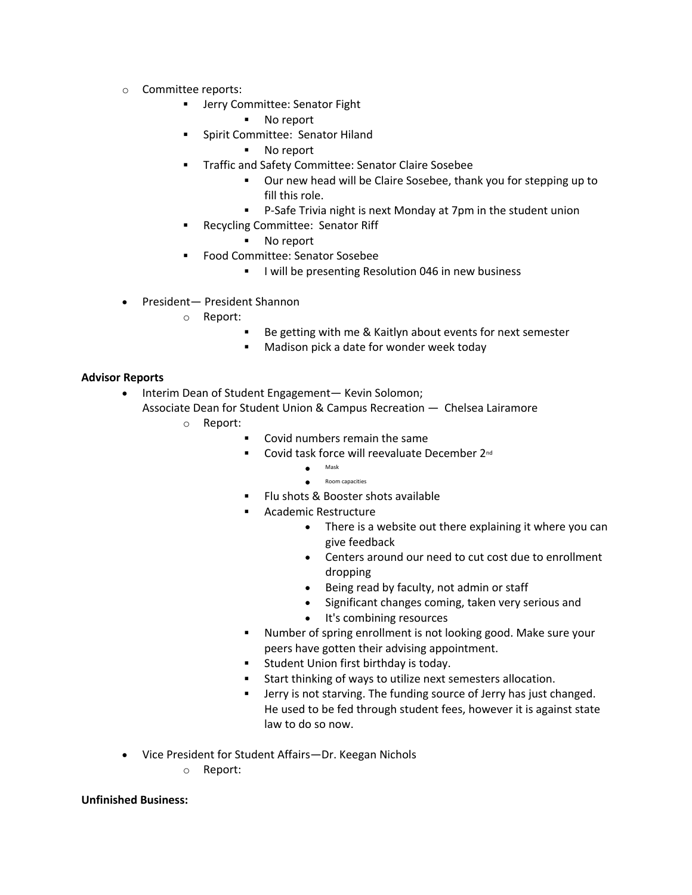- Committee reports:
  - Jerry Committee: Senator Fight
    - No report
  - Spirit Committee: Senator Hiland
    - No report
  - Traffic and Safety Committee: Senator Claire Sosebee
    - Our new head will be Claire Sosebee, thank you for stepping up to fill this role.
    - P-Safe Trivia night is next Monday at 7pm in the student union
  - Recycling Committee: Senator Riff
    - No report
  - Food Committee: Senator Sosebee
    - I will be presenting Resolution 046 in new business

- President— President Shannon
  - Report:
    - Be getting with me & Kaitlyn about events for next semester
    - Madison pick a date for wonder week today

**Advisor Reports**

- Interim Dean of Student Engagement— Kevin Solomon;
  Associate Dean for Student Union & Campus Recreation — Chelsea Lairamore
  - Report:
    - Covid numbers remain the same
    - Covid task force will reevaluate December 2nd
      - Mask
      - Room capacities
    - Flu shots & Booster shots available
    - Academic Restructure
      - There is a website out there explaining it where you can give feedback
      - Centers around our need to cut cost due to enrollment dropping
      - Being read by faculty, not admin or staff
      - Significant changes coming, taken very serious and
      - It's combining resources
    - Number of spring enrollment is not looking good. Make sure your peers have gotten their advising appointment.
    - Student Union first birthday is today.
    - Start thinking of ways to utilize next semesters allocation.
    - Jerry is not starving. The funding source of Jerry has just changed. He used to be fed through student fees, however it is against state law to do so now.

- Vice President for Student Affairs—Dr. Keegan Nichols
  - Report:

**Unfinished Business:**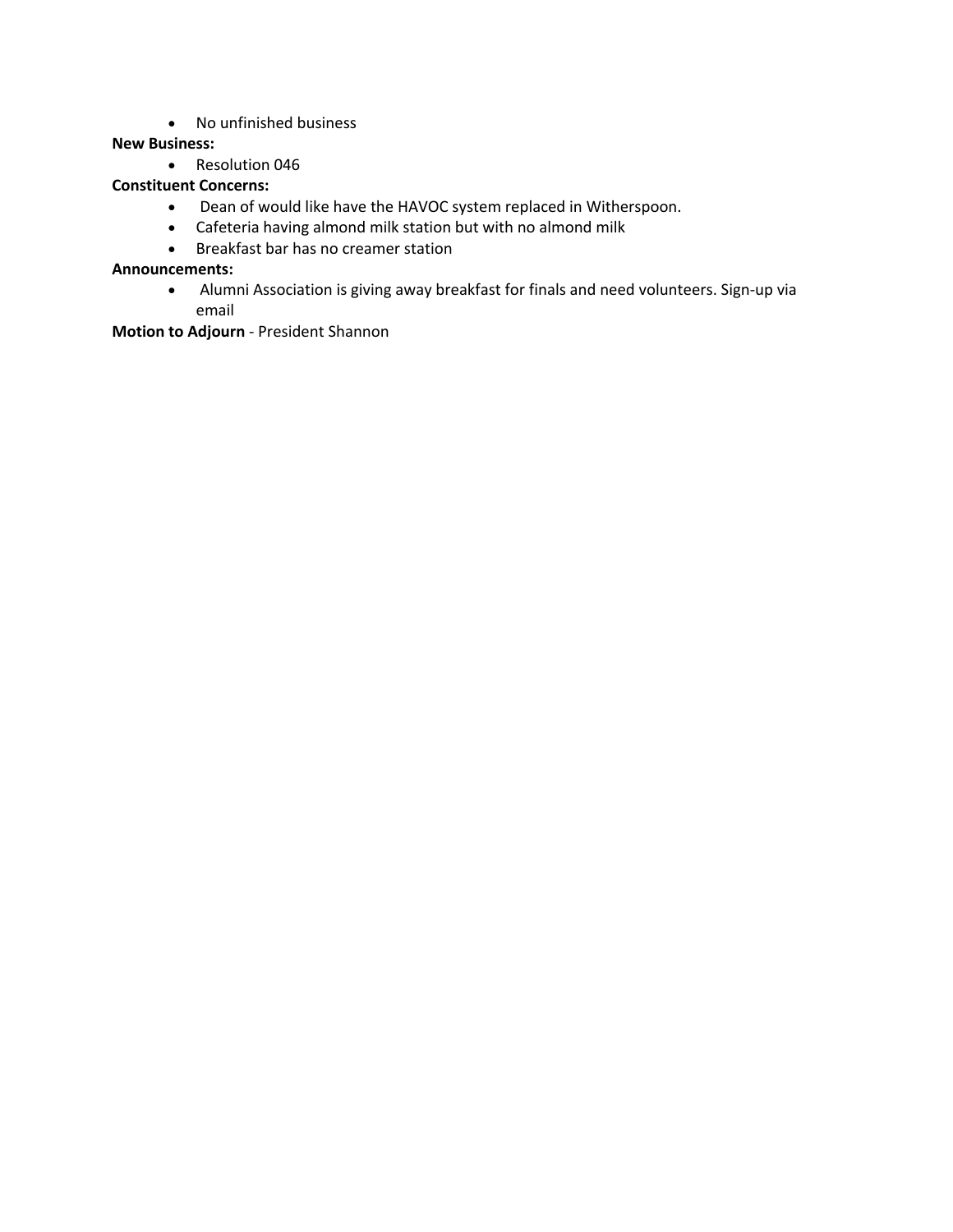- No unfinished business

**New Business:**

- Resolution 046

**Constituent Concerns:**

- Dean of would like have the HAVOC system replaced in Witherspoon.
- Cafeteria having almond milk station but with no almond milk
- Breakfast bar has no creamer station

**Announcements:**

- Alumni Association is giving away breakfast for finals and need volunteers. Sign-up via email

**Motion to Adjourn** - President Shannon